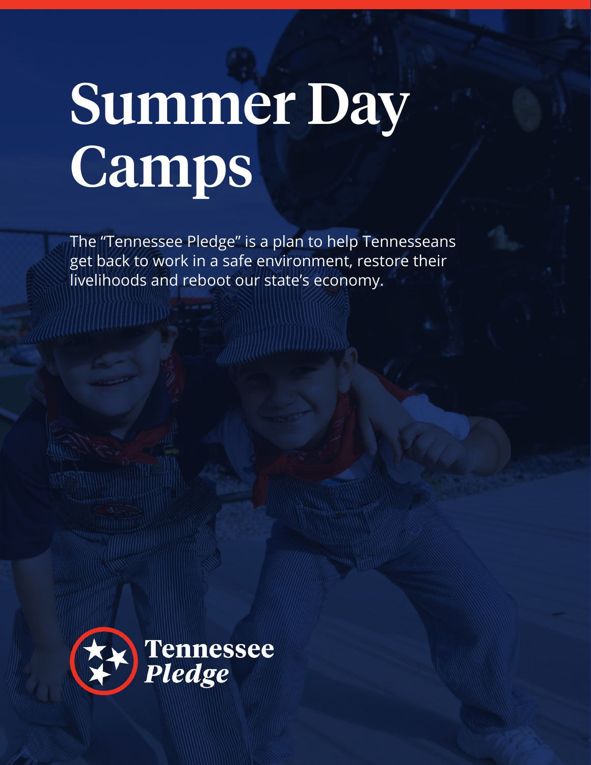# Summer Day Camps

The "Tennessee Pledge" is a plan to help Tennesseans get back to work in a safe environment, restore their livelihoods and reboot our state's economy.

Tennessee *Pledge*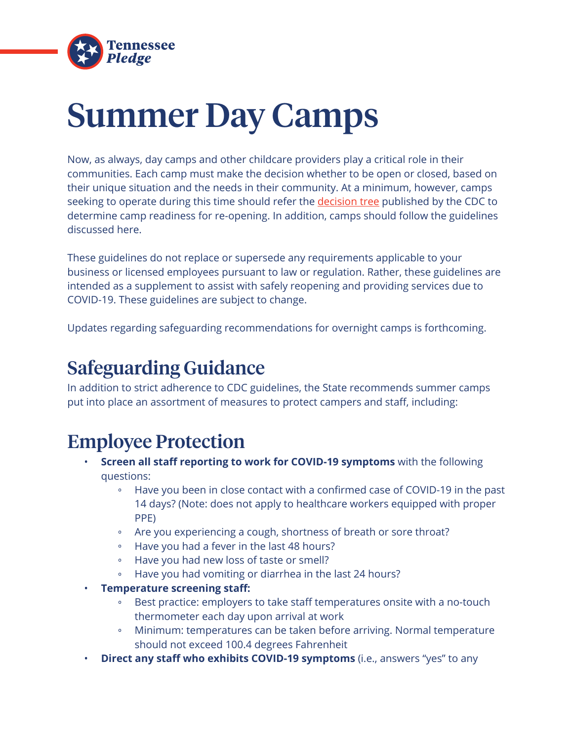# Summer Day Camps

Now, as always, day camps and other childcare providers play a critical role in their communities. Each camp must make the decision whether to be open or closed, based on their unique situation and the needs in their community. At a minimum, however, camps seeking to operate during this time should refer the decision tree published by the CDC to determine camp readiness for re-opening. In addition, camps should follow the guidelines discussed here.

These guidelines do not replace or supersede any requirements applicable to your business or licensed employees pursuant to law or regulation. Rather, these guidelines are intended as a supplement to assist with safely reopening and providing services due to COVID-19. These guidelines are subject to change.

Updates regarding safeguarding recommendations for overnight camps is forthcoming.

## Safeguarding Guidance

In addition to strict adherence to CDC guidelines, the State recommends summer camps put into place an assortment of measures to protect campers and staff, including:

## Employee Protection

- **Screen all staff reporting to work for COVID-19 symptoms** with the following questions:
  - Have you been in close contact with a confirmed case of COVID-19 in the past 14 days? (Note: does not apply to healthcare workers equipped with proper PPE)
  - Are you experiencing a cough, shortness of breath or sore throat?
  - Have you had a fever in the last 48 hours?
  - Have you had new loss of taste or smell?
  - Have you had vomiting or diarrhea in the last 24 hours?
- **Temperature screening staff:**
  - Best practice: employers to take staff temperatures onsite with a no-touch thermometer each day upon arrival at work
  - Minimum: temperatures can be taken before arriving. Normal temperature should not exceed 100.4 degrees Fahrenheit
- **Direct any staff who exhibits COVID-19 symptoms** (i.e., answers "yes" to any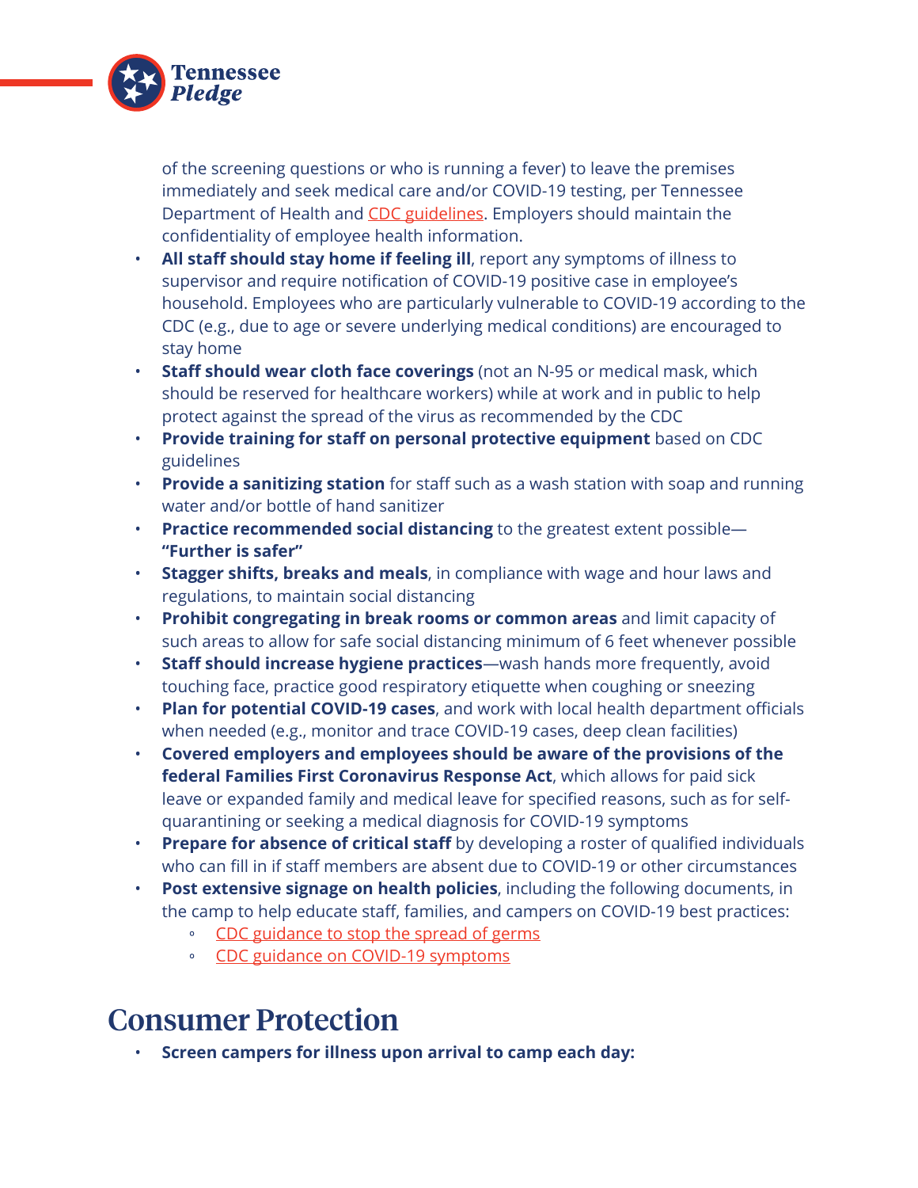of the screening questions or who is running a fever) to leave the premises immediately and seek medical care and/or COVID-19 testing, per Tennessee Department of Health and CDC guidelines. Employers should maintain the confidentiality of employee health information.

- **All staff should stay home if feeling ill**, report any symptoms of illness to supervisor and require notification of COVID-19 positive case in employee's household. Employees who are particularly vulnerable to COVID-19 according to the CDC (e.g., due to age or severe underlying medical conditions) are encouraged to stay home
- **Staff should wear cloth face coverings** (not an N-95 or medical mask, which should be reserved for healthcare workers) while at work and in public to help protect against the spread of the virus as recommended by the CDC
- **Provide training for staff on personal protective equipment** based on CDC guidelines
- **Provide a sanitizing station** for staff such as a wash station with soap and running water and/or bottle of hand sanitizer
- **Practice recommended social distancing** to the greatest extent possible—**"Further is safer"**
- **Stagger shifts, breaks and meals**, in compliance with wage and hour laws and regulations, to maintain social distancing
- **Prohibit congregating in break rooms or common areas** and limit capacity of such areas to allow for safe social distancing minimum of 6 feet whenever possible
- **Staff should increase hygiene practices**—wash hands more frequently, avoid touching face, practice good respiratory etiquette when coughing or sneezing
- **Plan for potential COVID-19 cases**, and work with local health department officials when needed (e.g., monitor and trace COVID-19 cases, deep clean facilities)
- **Covered employers and employees should be aware of the provisions of the federal Families First Coronavirus Response Act**, which allows for paid sick leave or expanded family and medical leave for specified reasons, such as for self-quarantining or seeking a medical diagnosis for COVID-19 symptoms
- **Prepare for absence of critical staff** by developing a roster of qualified individuals who can fill in if staff members are absent due to COVID-19 or other circumstances
- **Post extensive signage on health policies**, including the following documents, in the camp to help educate staff, families, and campers on COVID-19 best practices:
    - CDC guidance to stop the spread of germs
    - CDC guidance on COVID-19 symptoms

# Consumer Protection

- **Screen campers for illness upon arrival to camp each day:**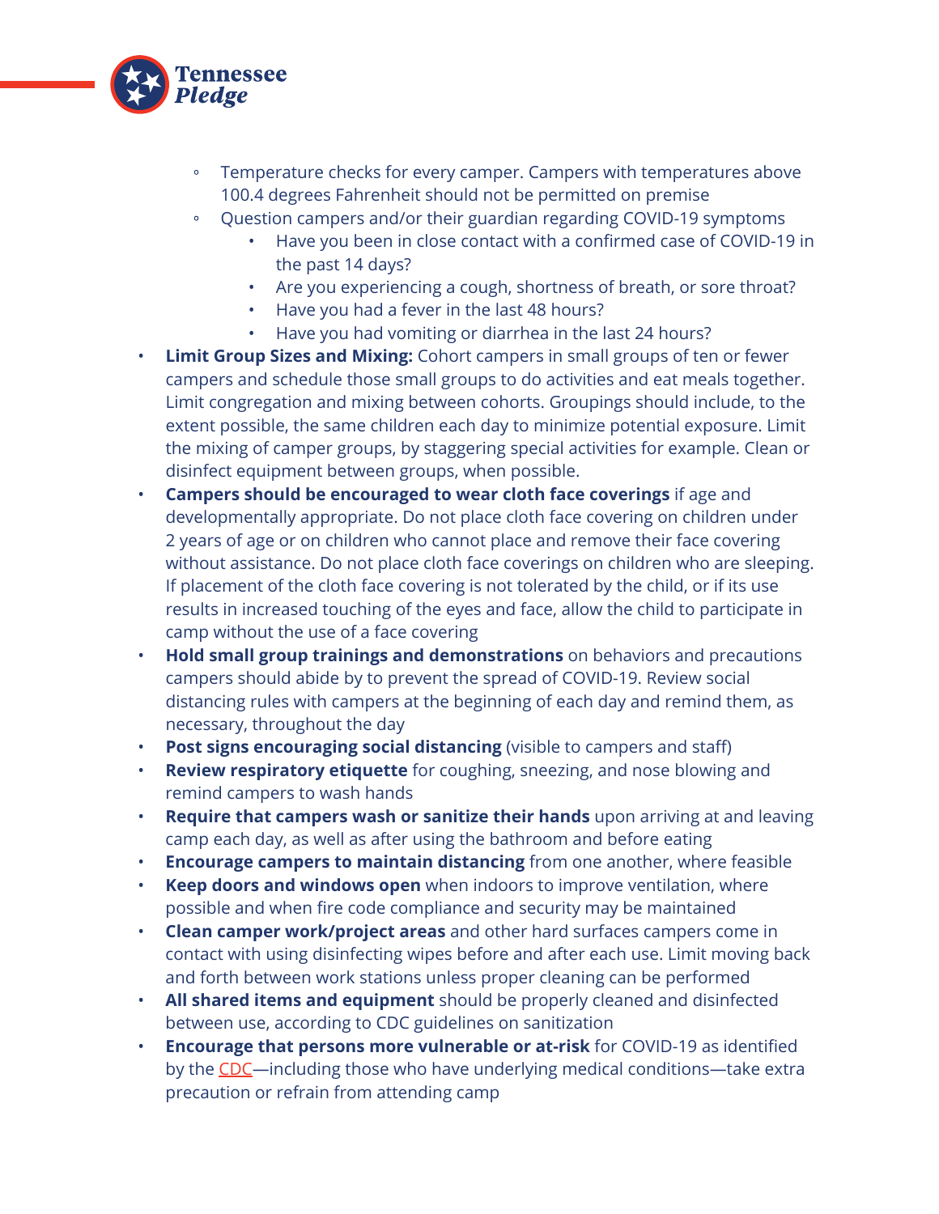- Temperature checks for every camper. Campers with temperatures above 100.4 degrees Fahrenheit should not be permitted on premise
    - Question campers and/or their guardian regarding COVID-19 symptoms
        - Have you been in close contact with a confirmed case of COVID-19 in the past 14 days?
        - Are you experiencing a cough, shortness of breath, or sore throat?
        - Have you had a fever in the last 48 hours?
        - Have you had vomiting or diarrhea in the last 24 hours?
- **Limit Group Sizes and Mixing:** Cohort campers in small groups of ten or fewer campers and schedule those small groups to do activities and eat meals together. Limit congregation and mixing between cohorts. Groupings should include, to the extent possible, the same children each day to minimize potential exposure. Limit the mixing of camper groups, by staggering special activities for example. Clean or disinfect equipment between groups, when possible.
- **Campers should be encouraged to wear cloth face coverings** if age and developmentally appropriate. Do not place cloth face covering on children under 2 years of age or on children who cannot place and remove their face covering without assistance. Do not place cloth face coverings on children who are sleeping. If placement of the cloth face covering is not tolerated by the child, or if its use results in increased touching of the eyes and face, allow the child to participate in camp without the use of a face covering
- **Hold small group trainings and demonstrations** on behaviors and precautions campers should abide by to prevent the spread of COVID-19. Review social distancing rules with campers at the beginning of each day and remind them, as necessary, throughout the day
- **Post signs encouraging social distancing** (visible to campers and staff)
- **Review respiratory etiquette** for coughing, sneezing, and nose blowing and remind campers to wash hands
- **Require that campers wash or sanitize their hands** upon arriving at and leaving camp each day, as well as after using the bathroom and before eating
- **Encourage campers to maintain distancing** from one another, where feasible
- **Keep doors and windows open** when indoors to improve ventilation, where possible and when fire code compliance and security may be maintained
- **Clean camper work/project areas** and other hard surfaces campers come in contact with using disinfecting wipes before and after each use. Limit moving back and forth between work stations unless proper cleaning can be performed
- **All shared items and equipment** should be properly cleaned and disinfected between use, according to CDC guidelines on sanitization
- **Encourage that persons more vulnerable or at-risk** for COVID-19 as identified by the CDC—including those who have underlying medical conditions—take extra precaution or refrain from attending camp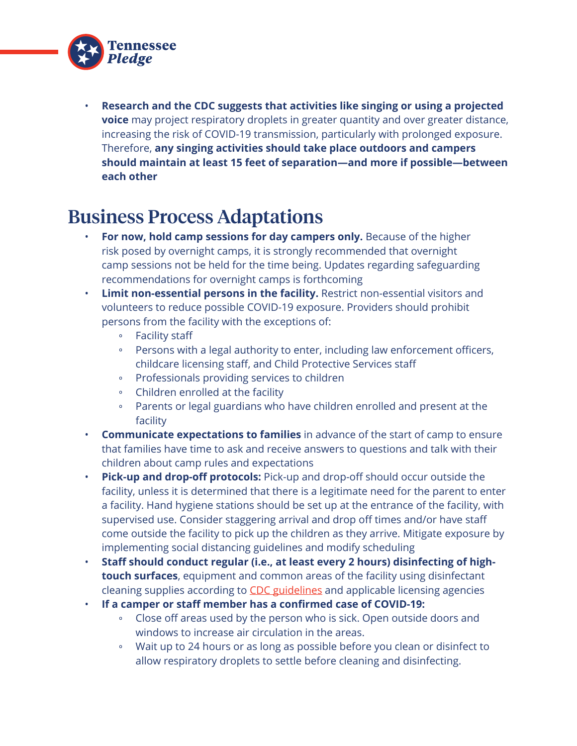- **Research and the CDC suggests that activities like singing or using a projected voice** may project respiratory droplets in greater quantity and over greater distance, increasing the risk of COVID-19 transmission, particularly with prolonged exposure. Therefore, **any singing activities should take place outdoors and campers should maintain at least 15 feet of separation—and more if possible—between each other**

## Business Process Adaptations

- **For now, hold camp sessions for day campers only.** Because of the higher risk posed by overnight camps, it is strongly recommended that overnight camp sessions not be held for the time being. Updates regarding safeguarding recommendations for overnight camps is forthcoming
- **Limit non-essential persons in the facility.** Restrict non-essential visitors and volunteers to reduce possible COVID-19 exposure. Providers should prohibit persons from the facility with the exceptions of:
  - Facility staff
  - Persons with a legal authority to enter, including law enforcement officers, childcare licensing staff, and Child Protective Services staff
  - Professionals providing services to children
  - Children enrolled at the facility
  - Parents or legal guardians who have children enrolled and present at the facility
- **Communicate expectations to families** in advance of the start of camp to ensure that families have time to ask and receive answers to questions and talk with their children about camp rules and expectations
- **Pick-up and drop-off protocols:** Pick-up and drop-off should occur outside the facility, unless it is determined that there is a legitimate need for the parent to enter a facility. Hand hygiene stations should be set up at the entrance of the facility, with supervised use. Consider staggering arrival and drop off times and/or have staff come outside the facility to pick up the children as they arrive. Mitigate exposure by implementing social distancing guidelines and modify scheduling
- **Staff should conduct regular (i.e., at least every 2 hours) disinfecting of high-touch surfaces**, equipment and common areas of the facility using disinfectant cleaning supplies according to CDC guidelines and applicable licensing agencies
- **If a camper or staff member has a confirmed case of COVID-19:**
  - Close off areas used by the person who is sick. Open outside doors and windows to increase air circulation in the areas.
  - Wait up to 24 hours or as long as possible before you clean or disinfect to allow respiratory droplets to settle before cleaning and disinfecting.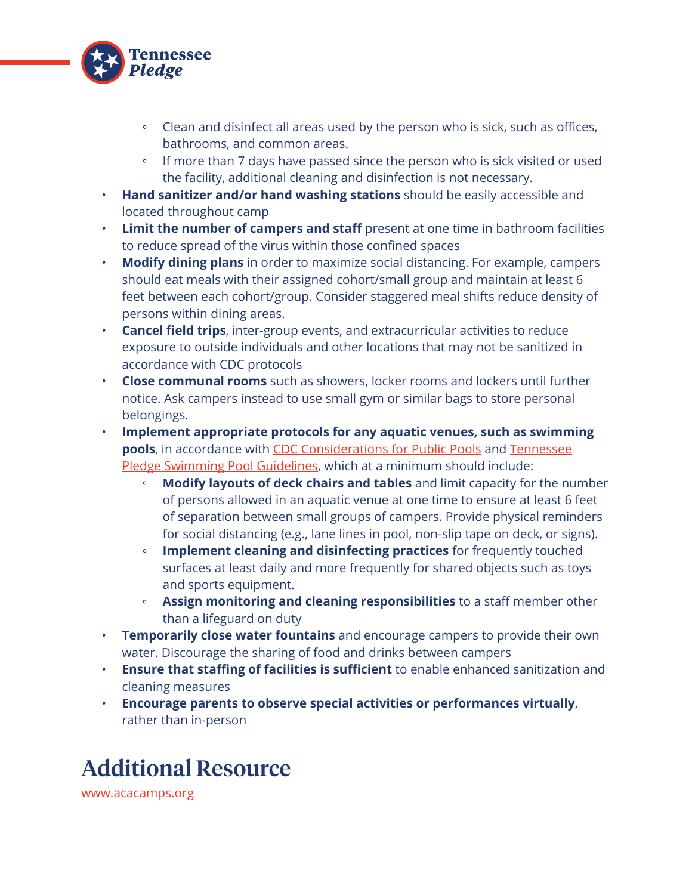- Clean and disinfect all areas used by the person who is sick, such as offices, bathrooms, and common areas.
    - If more than 7 days have passed since the person who is sick visited or used the facility, additional cleaning and disinfection is not necessary.
- **Hand sanitizer and/or hand washing stations** should be easily accessible and located throughout camp
- **Limit the number of campers and staff** present at one time in bathroom facilities to reduce spread of the virus within those confined spaces
- **Modify dining plans** in order to maximize social distancing. For example, campers should eat meals with their assigned cohort/small group and maintain at least 6 feet between each cohort/group. Consider staggered meal shifts reduce density of persons within dining areas.
- **Cancel field trips**, inter-group events, and extracurricular activities to reduce exposure to outside individuals and other locations that may not be sanitized in accordance with CDC protocols
- **Close communal rooms** such as showers, locker rooms and lockers until further notice. Ask campers instead to use small gym or similar bags to store personal belongings.
- **Implement appropriate protocols for any aquatic venues, such as swimming pools**, in accordance with [CDC Considerations for Public Pools]() and [Tennessee Pledge Swimming Pool Guidelines](), which at a minimum should include:
    - **Modify layouts of deck chairs and tables** and limit capacity for the number of persons allowed in an aquatic venue at one time to ensure at least 6 feet of separation between small groups of campers. Provide physical reminders for social distancing (e.g., lane lines in pool, non-slip tape on deck, or signs).
    - **Implement cleaning and disinfecting practices** for frequently touched surfaces at least daily and more frequently for shared objects such as toys and sports equipment.
    - **Assign monitoring and cleaning responsibilities** to a staff member other than a lifeguard on duty
- **Temporarily close water fountains** and encourage campers to provide their own water. Discourage the sharing of food and drinks between campers
- **Ensure that staffing of facilities is sufficient** to enable enhanced sanitization and cleaning measures
- **Encourage parents to observe special activities or performances virtually**, rather than in-person

# Additional Resource

[www.acacamps.org]()